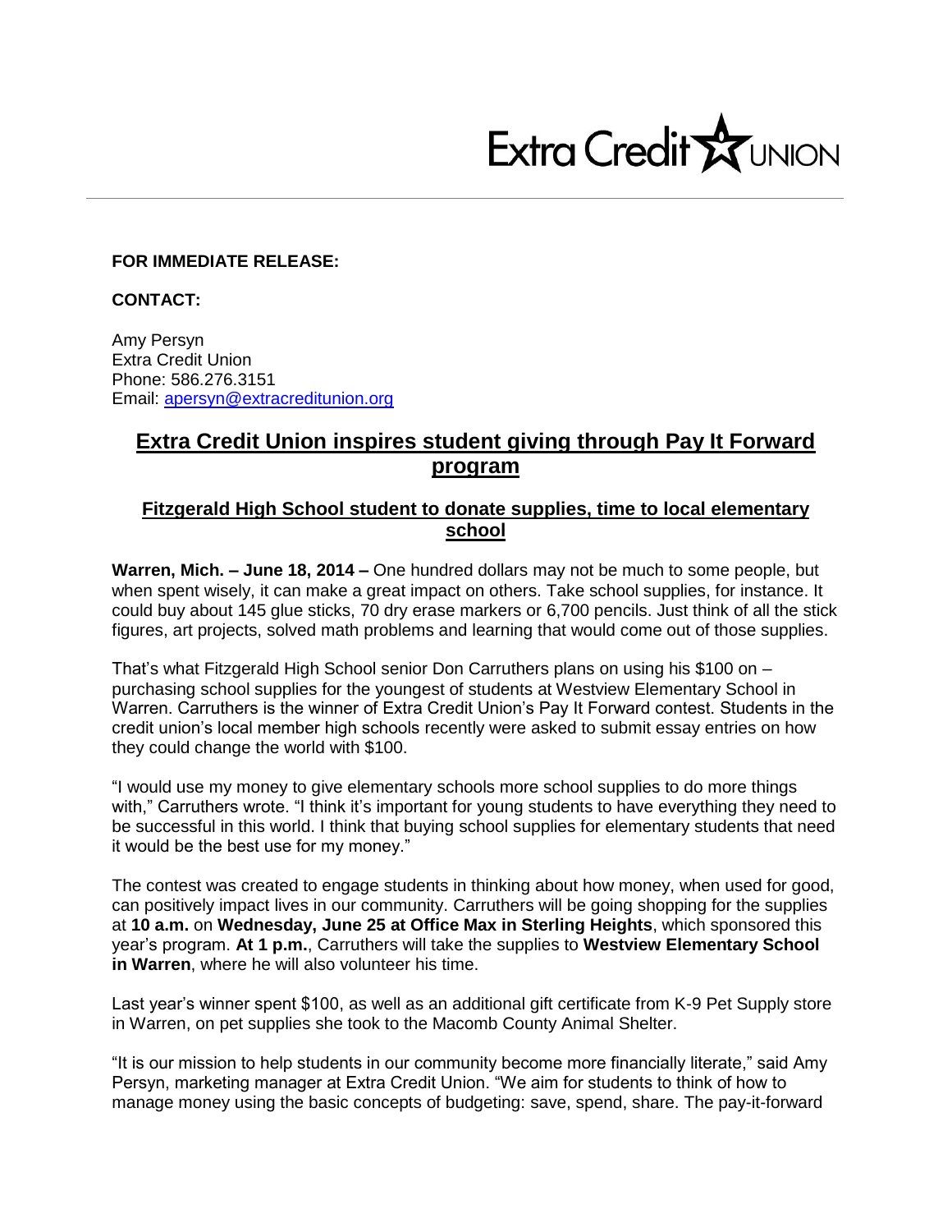Extra Credit UNION

**FOR IMMEDIATE RELEASE:**

**CONTACT:**

Amy Persyn
Extra Credit Union
Phone: 586.276.3151
Email: apersyn@extracreditunion.org

# Extra Credit Union inspires student giving through Pay It Forward program

## Fitzgerald High School student to donate supplies, time to local elementary school

**Warren, Mich. – June 18, 2014 –** One hundred dollars may not be much to some people, but when spent wisely, it can make a great impact on others. Take school supplies, for instance. It could buy about 145 glue sticks, 70 dry erase markers or 6,700 pencils. Just think of all the stick figures, art projects, solved math problems and learning that would come out of those supplies.

That's what Fitzgerald High School senior Don Carruthers plans on using his $100 on – purchasing school supplies for the youngest of students at Westview Elementary School in Warren. Carruthers is the winner of Extra Credit Union's Pay It Forward contest. Students in the credit union's local member high schools recently were asked to submit essay entries on how they could change the world with $100.

"I would use my money to give elementary schools more school supplies to do more things with," Carruthers wrote. "I think it's important for young students to have everything they need to be successful in this world. I think that buying school supplies for elementary students that need it would be the best use for my money."

The contest was created to engage students in thinking about how money, when used for good, can positively impact lives in our community. Carruthers will be going shopping for the supplies at **10 a.m.** on **Wednesday, June 25 at Office Max in Sterling Heights**, which sponsored this year's program. **At 1 p.m.**, Carruthers will take the supplies to **Westview Elementary School in Warren**, where he will also volunteer his time.

Last year's winner spent $100, as well as an additional gift certificate from K-9 Pet Supply store in Warren, on pet supplies she took to the Macomb County Animal Shelter.

"It is our mission to help students in our community become more financially literate," said Amy Persyn, marketing manager at Extra Credit Union. "We aim for students to think of how to manage money using the basic concepts of budgeting: save, spend, share. The pay-it-forward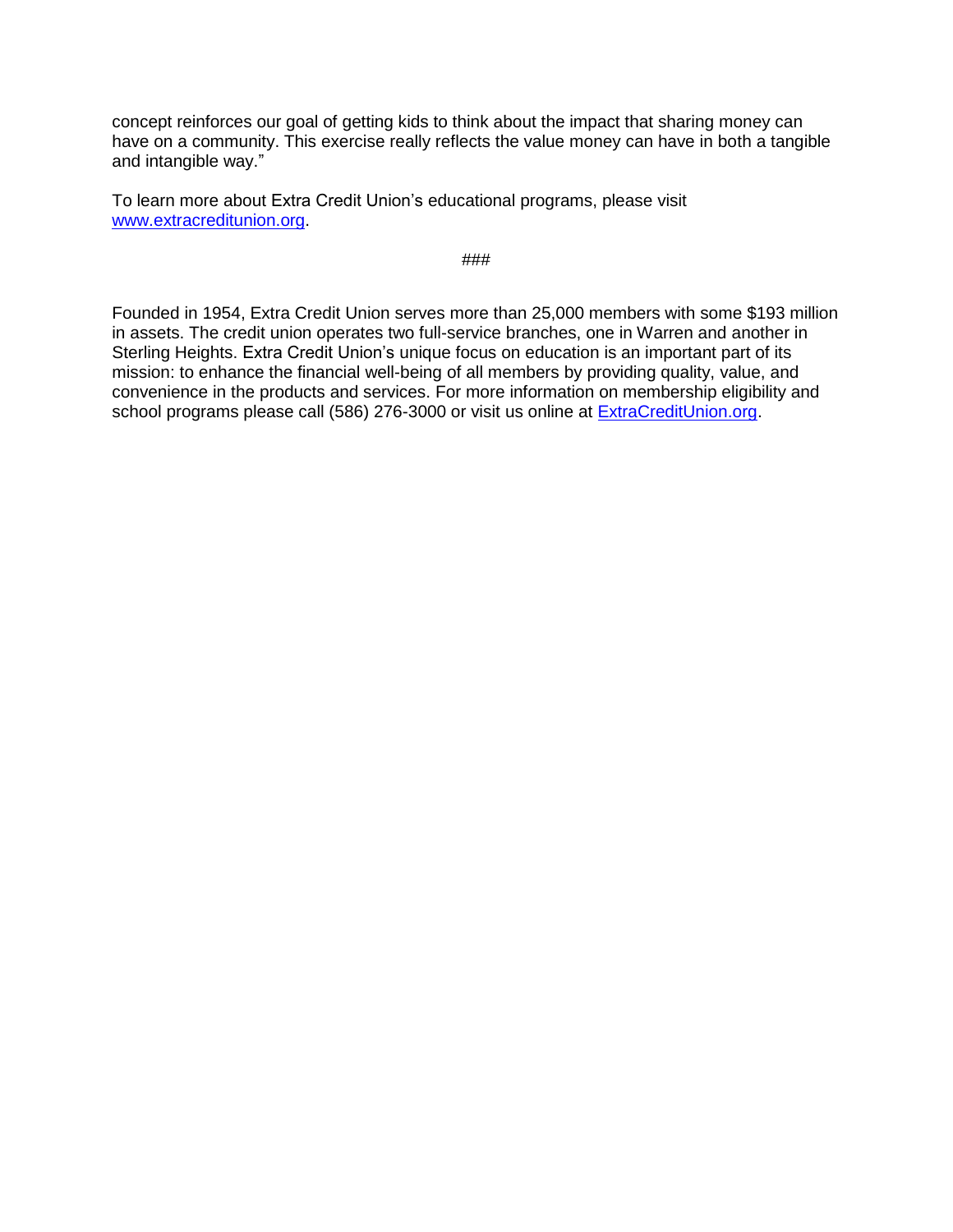concept reinforces our goal of getting kids to think about the impact that sharing money can have on a community. This exercise really reflects the value money can have in both a tangible and intangible way."

To learn more about Extra Credit Union's educational programs, please visit [www.extracreditunion.org](www.extracreditunion.org).

###

Founded in 1954, Extra Credit Union serves more than 25,000 members with some $193 million in assets. The credit union operates two full-service branches, one in Warren and another in Sterling Heights. Extra Credit Union's unique focus on education is an important part of its mission: to enhance the financial well-being of all members by providing quality, value, and convenience in the products and services. For more information on membership eligibility and school programs please call (586) 276-3000 or visit us online at [ExtraCreditUnion.org](ExtraCreditUnion.org).